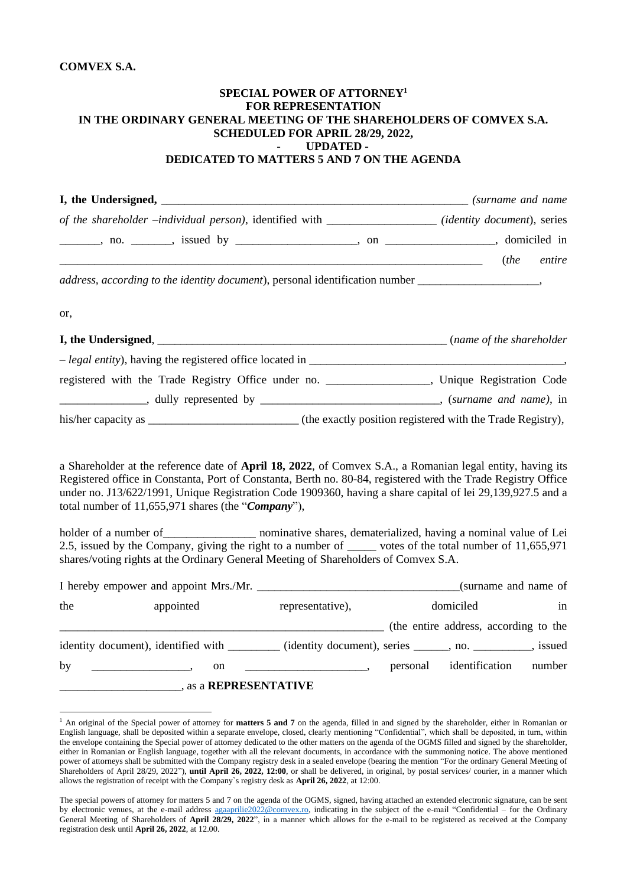**COMVEX S.A.**

**SPECIAL POWER OF ATTORNEY[1]**
**FOR REPRESENTATION**
**IN THE ORDINARY GENERAL MEETING OF THE SHAREHOLDERS OF COMVEX S.A.**
**SCHEDULED FOR APRIL 28/29, 2022,**
**- UPDATED -**
**DEDICATED TO MATTERS 5 AND 7 ON THE AGENDA**

**I, the Undersigned,** ______________________________________________________ *(surname and name of the shareholder –individual person)*, identified with __________________ *(identity document)*, series _______, no. _______, issued by ____________________, on __________________, domiciled in ___________________________________________________________________________ (*the entire address, according to the identity document*), personal identification number ____________________,

or,

**I, the Undersigned**, ___________________________________________________ (*name of the shareholder – legal entity*), having the registered office located in ____________________________________________, registered with the Trade Registry Office under no. _________________, Unique Registration Code _______________, dully represented by ______________________________, (*surname and name)*, in his/her capacity as _________________________ (the exactly position registered with the Trade Registry),

a Shareholder at the reference date of **April 18, 2022**, of Comvex S.A., a Romanian legal entity, having its Registered office in Constanta, Port of Constanta, Berth no. 80-84, registered with the Trade Registry Office under no. J13/622/1991, Unique Registration Code 1909360, having a share capital of lei 29,139,927.5 and a total number of 11,655,971 shares (the "***Company***"),

holder of a number of_______________ nominative shares, dematerialized, having a nominal value of Lei 2.5, issued by the Company, giving the right to a number of _____ votes of the total number of 11,655,971 shares/voting rights at the Ordinary General Meeting of Shareholders of Comvex S.A.

I hereby empower and appoint Mrs./Mr. __________________________________(surname and name of the appointed representative), domiciled in ________________________________________________________ (the entire address, according to the identity document), identified with _________ (identity document), series ______, no. __________, issued by ________________, on ____________________, personal identification number _____________________, as a **REPRESENTATIVE**

---

[1] An original of the Special power of attorney for **matters 5 and 7** on the agenda, filled in and signed by the shareholder, either in Romanian or English language, shall be deposited within a separate envelope, closed, clearly mentioning "Confidential", which shall be deposited, in turn, within the envelope containing the Special power of attorney dedicated to the other matters on the agenda of the OGMS filled and signed by the shareholder, either in Romanian or English language, together with all the relevant documents, in accordance with the summoning notice. The above mentioned power of attorneys shall be submitted with the Company registry desk in a sealed envelope (bearing the mention "For the ordinary General Meeting of Shareholders of April 28/29, 2022"), **until April 26, 2022, 12:00**, or shall be delivered, in original, by postal services/ courier, in a manner which allows the registration of receipt with the Company`s registry desk as **April 26, 2022**, at 12:00.

The special powers of attorney for matters 5 and 7 on the agenda of the OGMS, signed, having attached an extended electronic signature, can be sent by electronic venues, at the e-mail address agaaprilie2022@comvex.ro, indicating in the subject of the e-mail "Confidential – for the Ordinary General Meeting of Shareholders of **April 28/29, 2022**", in a manner which allows for the e-mail to be registered as received at the Company registration desk until **April 26, 2022**, at 12.00.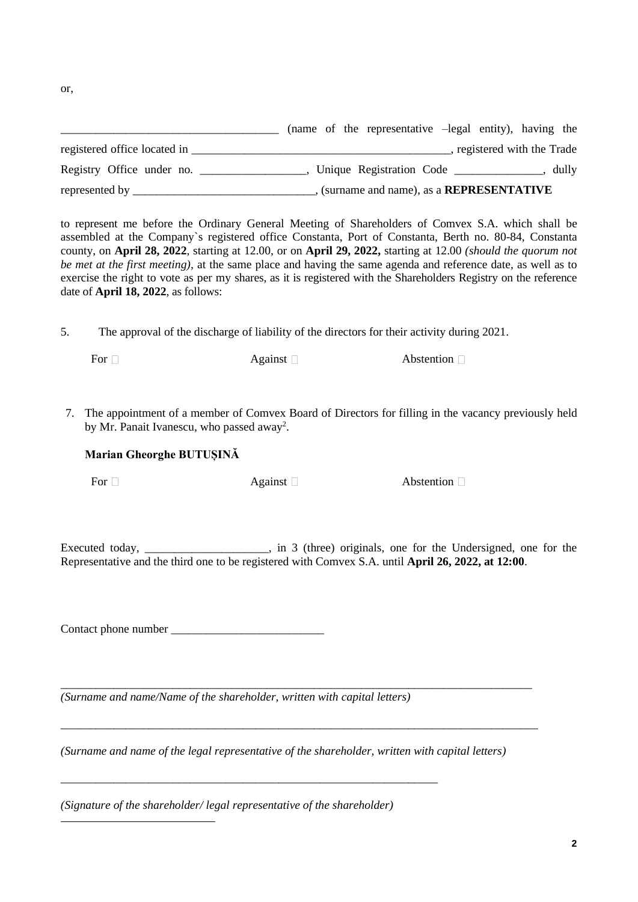or,

_____________________________________ (name of the representative –legal entity), having the registered office located in ____________________________________________, registered with the Trade Registry Office under no. _________________, Unique Registration Code ______________, dully represented by ______________________________, (surname and name), as a **REPRESENTATIVE**

to represent me before the Ordinary General Meeting of Shareholders of Comvex S.A. which shall be assembled at the Company`s registered office Constanta, Port of Constanta, Berth no. 80-84, Constanta county, on **April 28, 2022**, starting at 12.00, or on **April 29, 2022,** starting at 12.00 *(should the quorum not be met at the first meeting)*, at the same place and having the same agenda and reference date, as well as to exercise the right to vote as per my shares, as it is registered with the Shareholders Registry on the reference date of **April 18, 2022**, as follows:

5. The approval of the discharge of liability of the directors for their activity during 2021.

   For ☐ Against ☐ Abstention ☐

7. The appointment of a member of Comvex Board of Directors for filling in the vacancy previously held by Mr. Panait Ivanescu, who passed away[2].

   **Marian Gheorghe BUTUȘINĂ**

   For ☐ Against ☐ Abstention ☐

Executed today, ____________________, in 3 (three) originals, one for the Undersigned, one for the Representative and the third one to be registered with Comvex S.A. until **April 26, 2022, at 12:00**.

Contact phone number _________________________

_________________________________________________________________________________

*(Surname and name/Name of the shareholder, written with capital letters)*

_________________________________________________________________________________

*(Surname and name of the legal representative of the shareholder, written with capital letters)*

_________________________________________________________________

*(Signature of the shareholder/ legal representative of the shareholder)*